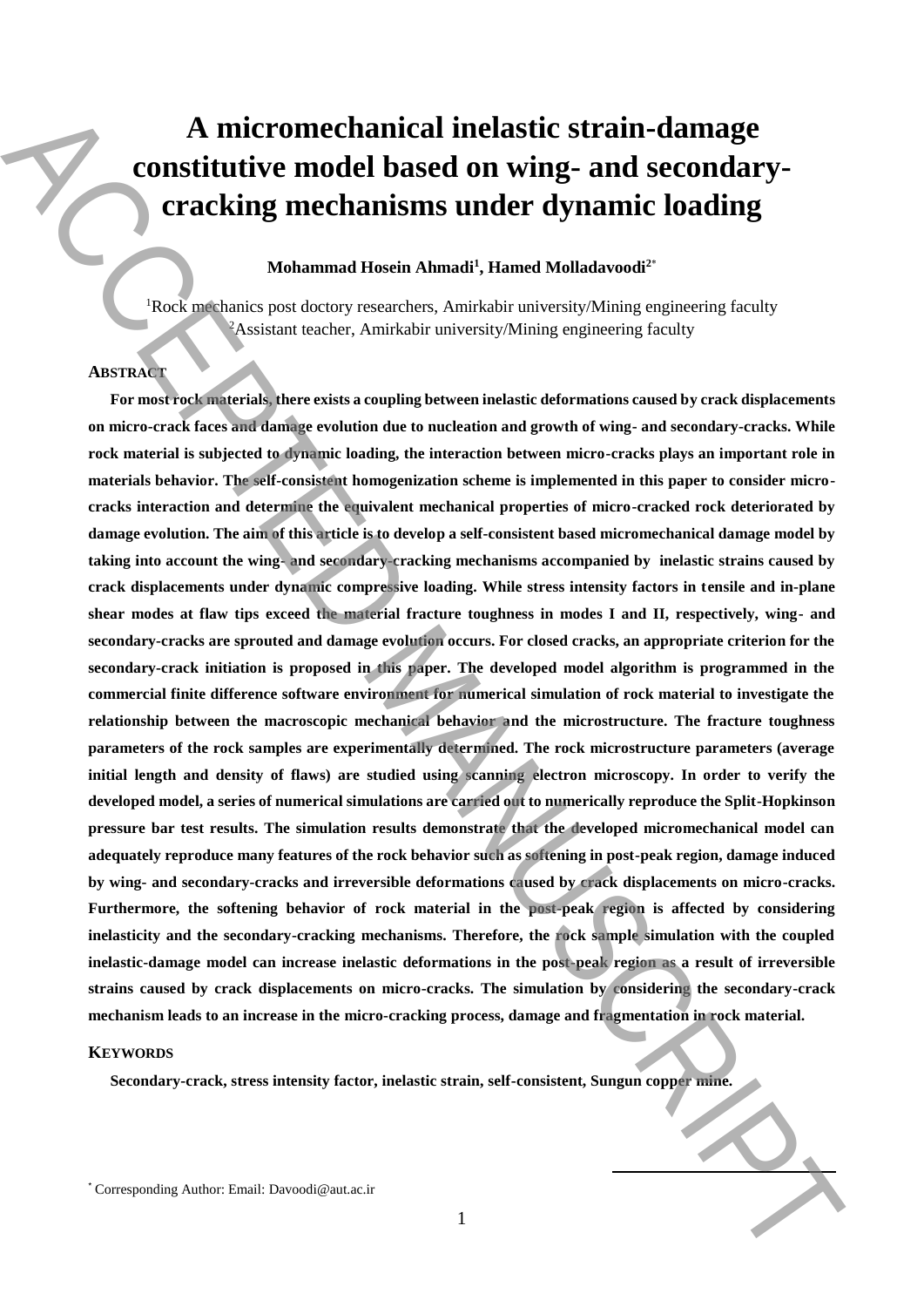# A micromechanical inelastic strain-damage constitutive model based on wing- and secondary-cracking mechanisms under dynamic loading

**Mohammad Hosein Ahmadi[1], Hamed Molladavoodi[2*]**

[1]Rock mechanics post doctory researchers, Amirkabir university/Mining engineering faculty
[2]Assistant teacher, Amirkabir university/Mining engineering faculty

## ABSTRACT

**For most rock materials, there exists a coupling between inelastic deformations caused by crack displacements on micro-crack faces and damage evolution due to nucleation and growth of wing- and secondary-cracks. While rock material is subjected to dynamic loading, the interaction between micro-cracks plays an important role in materials behavior. The self-consistent homogenization scheme is implemented in this paper to consider micro-cracks interaction and determine the equivalent mechanical properties of micro-cracked rock deteriorated by damage evolution. The aim of this article is to develop a self-consistent based micromechanical damage model by taking into account the wing- and secondary-cracking mechanisms accompanied by inelastic strains caused by crack displacements under dynamic compressive loading. While stress intensity factors in tensile and in-plane shear modes at flaw tips exceed the material fracture toughness in modes I and II, respectively, wing- and secondary-cracks are sprouted and damage evolution occurs. For closed cracks, an appropriate criterion for the secondary-crack initiation is proposed in this paper. The developed model algorithm is programmed in the commercial finite difference software environment for numerical simulation of rock material to investigate the relationship between the macroscopic mechanical behavior and the microstructure. The fracture toughness parameters of the rock samples are experimentally determined. The rock microstructure parameters (average initial length and density of flaws) are studied using scanning electron microscopy. In order to verify the developed model, a series of numerical simulations are carried out to numerically reproduce the Split-Hopkinson pressure bar test results. The simulation results demonstrate that the developed micromechanical model can adequately reproduce many features of the rock behavior such as softening in post-peak region, damage induced by wing- and secondary-cracks and irreversible deformations caused by crack displacements on micro-cracks. Furthermore, the softening behavior of rock material in the post-peak region is affected by considering inelasticity and the secondary-cracking mechanisms. Therefore, the rock sample simulation with the coupled inelastic-damage model can increase inelastic deformations in the post-peak region as a result of irreversible strains caused by crack displacements on micro-cracks. The simulation by considering the secondary-crack mechanism leads to an increase in the micro-cracking process, damage and fragmentation in rock material.**

## KEYWORDS

**Secondary-crack, stress intensity factor, inelastic strain, self-consistent, Sungun copper mine.**

---

* Corresponding Author: Email: Davoodi@aut.ac.ir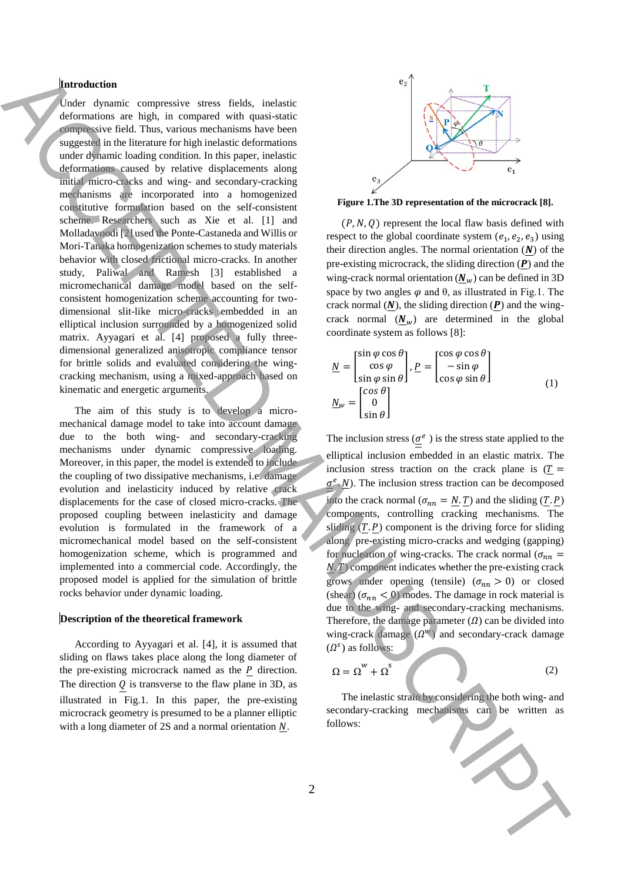## Introduction

Under dynamic compressive stress fields, inelastic deformations are high, in compared with quasi-static compressive field. Thus, various mechanisms have been suggested in the literature for high inelastic deformations under dynamic loading condition. In this paper, inelastic deformations caused by relative displacements along initial micro-cracks and wing- and secondary-cracking mechanisms are incorporated into a homogenized constitutive formulation based on the self-consistent scheme. Researchers such as Xie et al. [1] and Molladavoodi [2] used the Ponte-Castaneda and Willis or Mori-Tanaka homogenization schemes to study materials behavior with closed frictional micro-cracks. In another study, Paliwal and Ramesh [3] established a micromechanical damage model based on the self-consistent homogenization scheme accounting for two-dimensional slit-like micro-cracks embedded in an elliptical inclusion surrounded by a homogenized solid matrix. Ayyagari et al. [4] proposed a fully three-dimensional generalized anisotropic compliance tensor for brittle solids and evaluated considering the wing-cracking mechanism, using a mixed-approach based on kinematic and energetic arguments.

The aim of this study is to develop a micro-mechanical damage model to take into account damage due to the both wing- and secondary-cracking mechanisms under dynamic compressive loading. Moreover, in this paper, the model is extended to include the coupling of two dissipative mechanisms, i.e. damage evolution and inelasticity induced by relative crack displacements for the case of closed micro-cracks. The proposed coupling between inelasticity and damage evolution is formulated in the framework of a micromechanical model based on the self-consistent homogenization scheme, which is programmed and implemented into a commercial code. Accordingly, the proposed model is applied for the simulation of brittle rocks behavior under dynamic loading.

## Description of the theoretical framework

According to Ayyagari et al. [4], it is assumed that sliding on flaws takes place along the long diameter of the pre-existing microcrack named as the $\underline{P}$ direction. The direction $Q$ is transverse to the flaw plane in 3D, as illustrated in Fig.1. In this paper, the pre-existing microcrack geometry is presumed to be a planner elliptic with a long diameter of 2S and a normal orientation $\underline{N}$.

**Figure 1.The 3D representation of the microcrack [8].**

$(P, N, Q)$ represent the local flaw basis defined with respect to the global coordinate system $(e_1, e_2, e_3)$ using their direction angles. The normal orientation ($\underline{\boldsymbol{N}}$) of the pre-existing microcrack, the sliding direction ($\underline{\boldsymbol{P}}$) and the wing-crack normal orientation ($\underline{\boldsymbol{N}}_w$) can be defined in 3D space by two angles $\varphi$ and $\theta$, as illustrated in Fig.1. The crack normal ($\underline{\boldsymbol{N}}$), the sliding direction ($\underline{\boldsymbol{P}}$) and the wing-crack normal ($\underline{\boldsymbol{N}}_w$) are determined in the global coordinate system as follows [8]:

$$\underline{N} = \begin{bmatrix} \sin\varphi\cos\theta \\ \cos\varphi \\ \sin\varphi\sin\theta \end{bmatrix}, \underline{P} = \begin{bmatrix} \cos\varphi\cos\theta \\ -\sin\varphi \\ \cos\varphi\sin\theta \end{bmatrix}$$
$$\underline{N}_w = \begin{bmatrix} \cos\theta \\ 0 \\ \sin\theta \end{bmatrix} \tag{1}$$

The inclusion stress ($\underline{\underline{\sigma}}^e$) is the stress state applied to the elliptical inclusion embedded in an elastic matrix. The inclusion stress traction on the crack plane is ($\underline{T} = \underline{\underline{\sigma}}^e.\underline{N}$). The inclusion stress traction can be decomposed into the crack normal ($\sigma_{nn} = \underline{N}.\underline{T}$) and the sliding ($\underline{T}.\underline{P}$) components, controlling cracking mechanisms. The sliding ($\underline{T}.\underline{P}$) component is the driving force for sliding along pre-existing micro-cracks and wedging (gapping) for nucleation of wing-cracks. The crack normal ($\sigma_{nn} = \underline{N}.\underline{T}$) component indicates whether the pre-existing crack grows under opening (tensile) ($\sigma_{nn} > 0$) or closed (shear) ($\sigma_{nn} < 0$) modes. The damage in rock material is due to the wing- and secondary-cracking mechanisms. Therefore, the damage parameter ($\Omega$) can be divided into wing-crack damage ($\Omega^w$) and secondary-crack damage ($\Omega^s$) as follows:

$$\Omega = \Omega^{w} + \Omega^{s} \tag{2}$$

The inelastic strain by considering the both wing- and secondary-cracking mechanisms can be written as follows: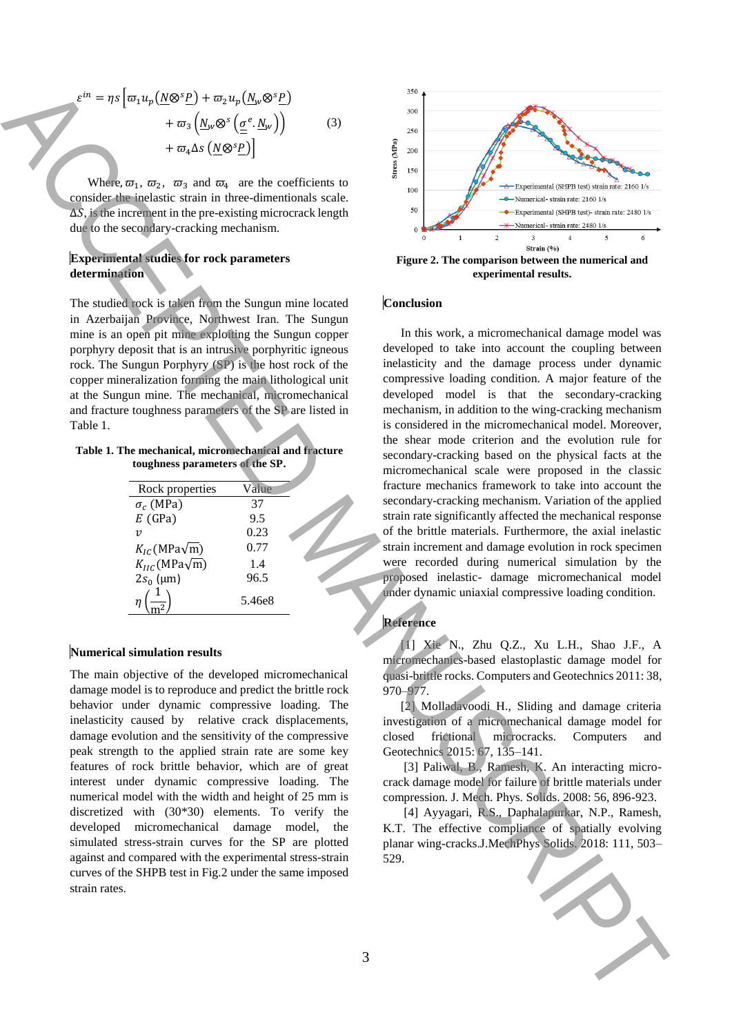$$\varepsilon^{in} = \eta s \Big[ \varpi_1 u_p \big(\underline{N} \otimes^s \underline{P}\big) + \varpi_2 u_p \big(\underline{N}_w \otimes^s \underline{P}\big) + \varpi_3 \Big(\underline{N}_w \otimes^s \big(\underline{\sigma}^e . \underline{N}_w\big)\Big) + \varpi_4 \Delta s \big(\underline{N} \otimes^s \underline{P}\big) \Big] \quad (3)$$

Where, $\varpi_1$, $\varpi_2$, $\varpi_3$ and $\varpi_4$ are the coefficients to consider the inelastic strain in three-dimentionals scale. $\Delta S$, is the increment in the pre-existing microcrack length due to the secondary-cracking mechanism.

## Experimental studies for rock parameters determination

The studied rock is taken from the Sungun mine located in Azerbaijan Province, Northwest Iran. The Sungun mine is an open pit mine exploiting the Sungun copper porphyry deposit that is an intrusive porphyritic igneous rock. The Sungun Porphyry (SP) is the host rock of the copper mineralization forming the main lithological unit at the Sungun mine. The mechanical, micromechanical and fracture toughness parameters of the SP are listed in Table 1.

**Table 1. The mechanical, micromechanical and fracture toughness parameters of the SP.**

| Rock properties | Value |
|---|---|
| $\sigma_c$ (MPa) | 37 |
| $E$ (GPa) | 9.5 |
| $\nu$ | 0.23 |
| $K_{IC}(\text{MPa}\sqrt{\text{m}})$ | 0.77 |
| $K_{IIC}(\text{MPa}\sqrt{\text{m}})$ | 1.4 |
| $2s_0$ (μm) | 96.5 |
| $\eta\left(\frac{1}{\text{m}^2}\right)$ | 5.46e8 |

## Numerical simulation results

The main objective of the developed micromechanical damage model is to reproduce and predict the brittle rock behavior under dynamic compressive loading. The inelasticity caused by relative crack displacements, damage evolution and the sensitivity of the compressive peak strength to the applied strain rate are some key features of rock brittle behavior, which are of great interest under dynamic compressive loading. The numerical model with the width and height of 25 mm is discretized with (30*30) elements. To verify the developed micromechanical damage model, the simulated stress-strain curves for the SP are plotted against and compared with the experimental stress-strain curves of the SHPB test in Fig.2 under the same imposed strain rates.

Stress (MPa)
350
300
250
200
150
100
50
0
0 1 2 3 4 5 6
Strain (%)
Experimental (SHPB test) strain rate: 2160 1/s
Numerical- strain rate: 2160 1/s
Experimental (SHPB test)- strain rate: 2480 1/s
Numerical- strain rate: 2480 1/s

**Figure 2. The comparison between the numerical and experimental results.**

## Conclusion

In this work, a micromechanical damage model was developed to take into account the coupling between inelasticity and the damage process under dynamic compressive loading condition. A major feature of the developed model is that the secondary-cracking mechanism, in addition to the wing-cracking mechanism is considered in the micromechanical model. Moreover, the shear mode criterion and the evolution rule for secondary-cracking based on the physical facts at the micromechanical scale were proposed in the classic fracture mechanics framework to take into account the secondary-cracking mechanism. Variation of the applied strain rate significantly affected the mechanical response of the brittle materials. Furthermore, the axial inelastic strain increment and damage evolution in rock specimen were recorded during numerical simulation by the proposed inelastic- damage micromechanical model under dynamic uniaxial compressive loading condition.

## Reference

[1] Xie N., Zhu Q.Z., Xu L.H., Shao J.F., A micromechanics-based elastoplastic damage model for quasi-brittle rocks. Computers and Geotechnics 2011: 38, 970–977.

[2] Molladavoodi H., Sliding and damage criteria investigation of a micromechanical damage model for closed frictional microcracks. Computers and Geotechnics 2015: 67, 135–141.

[3] Paliwal, B., Ramesh, K. An interacting micro-crack damage model for failure of brittle materials under compression. J. Mech. Phys. Solids. 2008: 56, 896-923.

[4] Ayyagari, R.S., Daphalapurkar, N.P., Ramesh, K.T. The effective compliance of spatially evolving planar wing-cracks.J.MechPhys Solids. 2018: 111, 503–529.